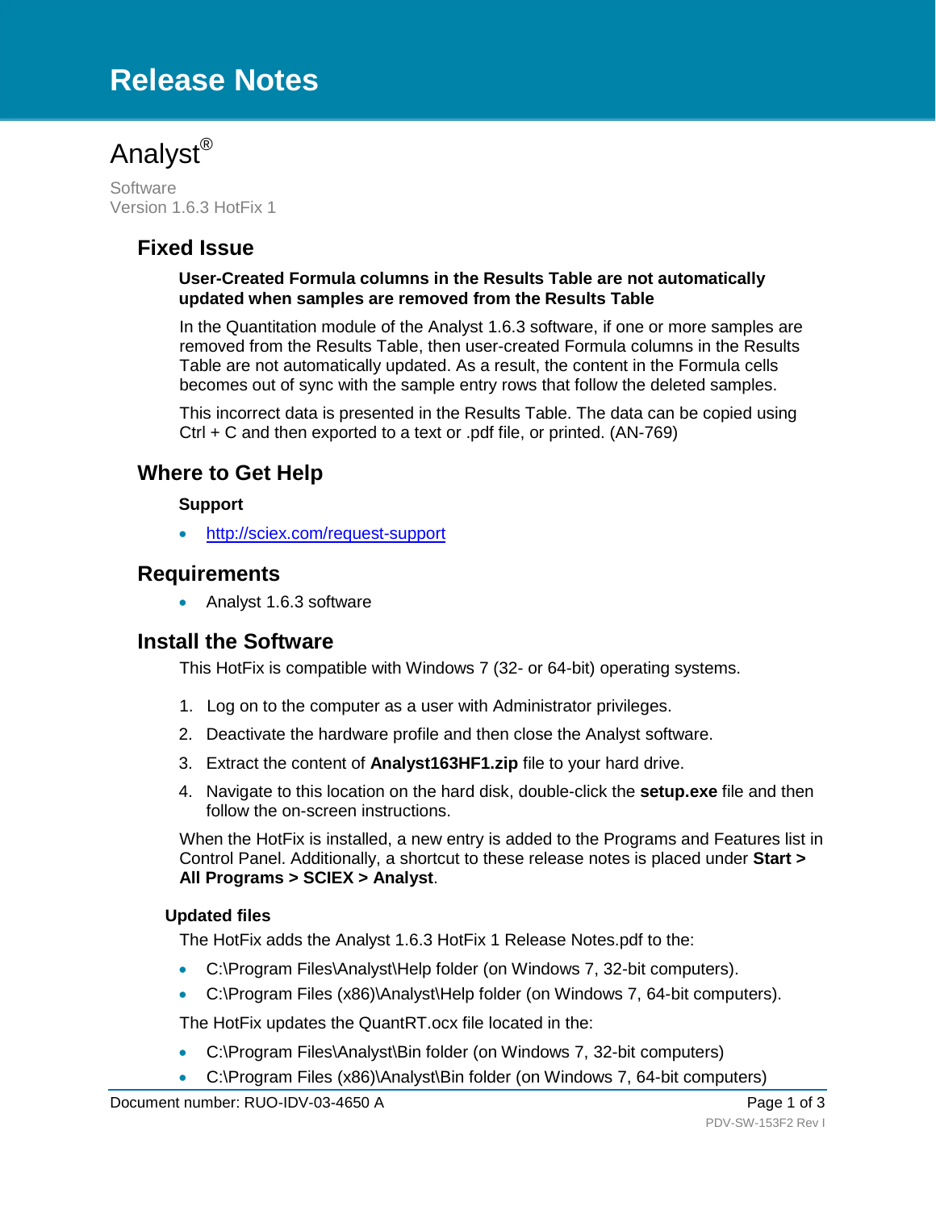# Release Notes

# Analyst®

Software
Version 1.6.3 HotFix 1

## Fixed Issue

**User-Created Formula columns in the Results Table are not automatically updated when samples are removed from the Results Table**

In the Quantitation module of the Analyst 1.6.3 software, if one or more samples are removed from the Results Table, then user-created Formula columns in the Results Table are not automatically updated. As a result, the content in the Formula cells becomes out of sync with the sample entry rows that follow the deleted samples.

This incorrect data is presented in the Results Table. The data can be copied using Ctrl + C and then exported to a text or .pdf file, or printed. (AN-769)

## Where to Get Help

**Support**

- http://sciex.com/request-support

## Requirements

- Analyst 1.6.3 software

## Install the Software

This HotFix is compatible with Windows 7 (32- or 64-bit) operating systems.

1. Log on to the computer as a user with Administrator privileges.
2. Deactivate the hardware profile and then close the Analyst software.
3. Extract the content of **Analyst163HF1.zip** file to your hard drive.
4. Navigate to this location on the hard disk, double-click the **setup.exe** file and then follow the on-screen instructions.

When the HotFix is installed, a new entry is added to the Programs and Features list in Control Panel. Additionally, a shortcut to these release notes is placed under **Start > All Programs > SCIEX > Analyst**.

### Updated files

The HotFix adds the Analyst 1.6.3 HotFix 1 Release Notes.pdf to the:

- C:\Program Files\Analyst\Help folder (on Windows 7, 32-bit computers).
- C:\Program Files (x86)\Analyst\Help folder (on Windows 7, 64-bit computers).

The HotFix updates the QuantRT.ocx file located in the:

- C:\Program Files\Analyst\Bin folder (on Windows 7, 32-bit computers)
- C:\Program Files (x86)\Analyst\Bin folder (on Windows 7, 64-bit computers)

Document number: RUO-IDV-03-4650 A

PDV-SW-153F2 Rev I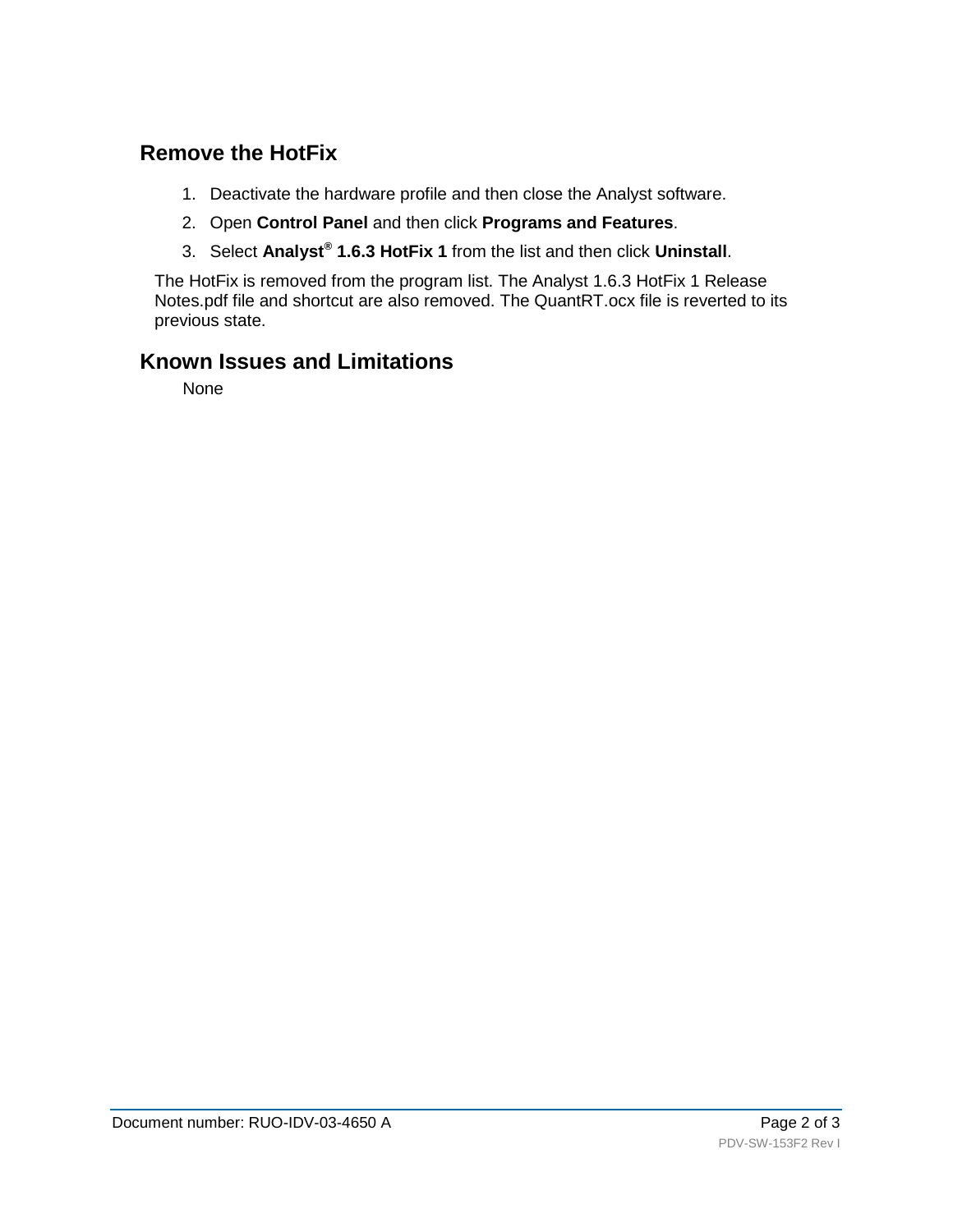## Remove the HotFix

1. Deactivate the hardware profile and then close the Analyst software.
2. Open **Control Panel** and then click **Programs and Features**.
3. Select **Analyst® 1.6.3 HotFix 1** from the list and then click **Uninstall**.

The HotFix is removed from the program list. The Analyst 1.6.3 HotFix 1 Release Notes.pdf file and shortcut are also removed. The QuantRT.ocx file is reverted to its previous state.

## Known Issues and Limitations

None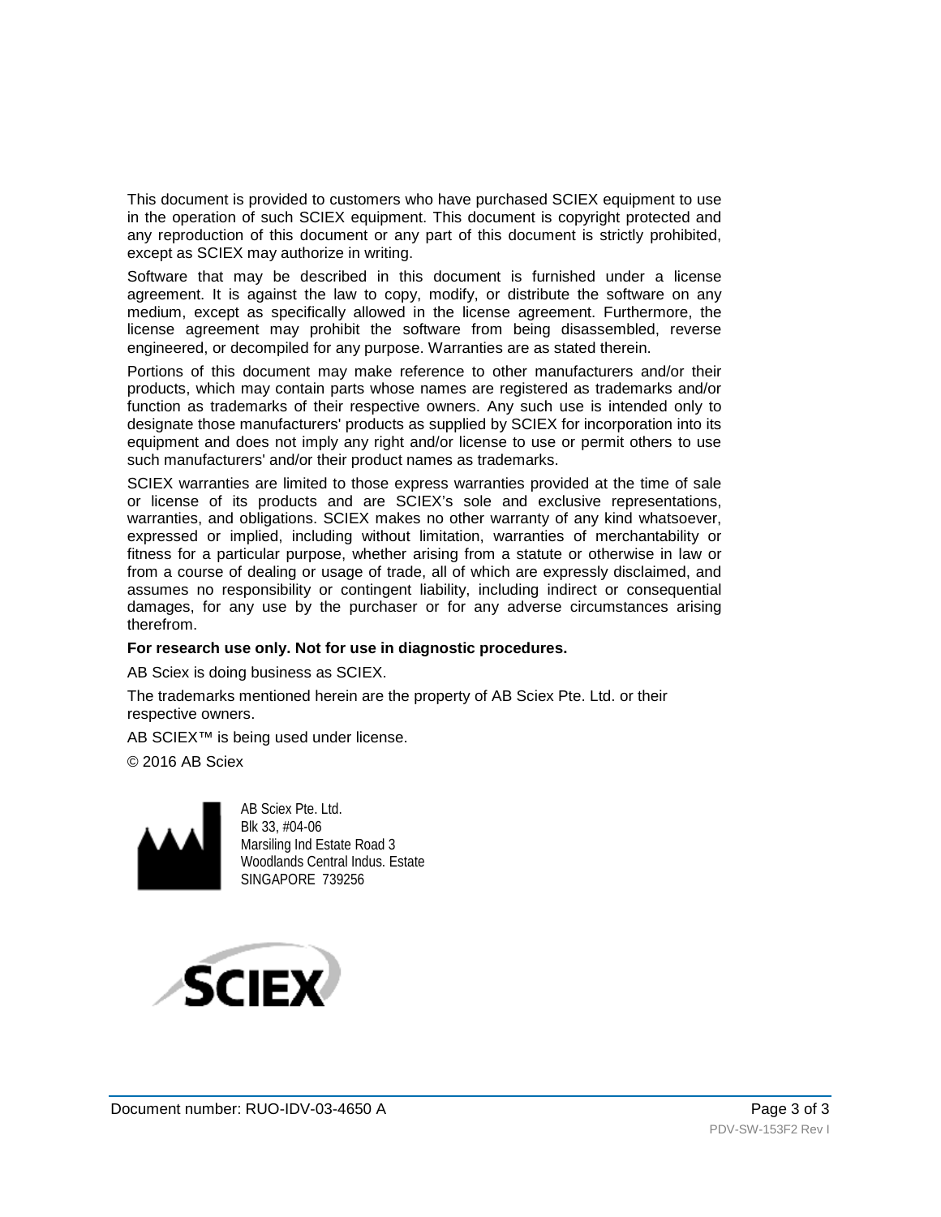This document is provided to customers who have purchased SCIEX equipment to use in the operation of such SCIEX equipment. This document is copyright protected and any reproduction of this document or any part of this document is strictly prohibited, except as SCIEX may authorize in writing.

Software that may be described in this document is furnished under a license agreement. It is against the law to copy, modify, or distribute the software on any medium, except as specifically allowed in the license agreement. Furthermore, the license agreement may prohibit the software from being disassembled, reverse engineered, or decompiled for any purpose. Warranties are as stated therein.

Portions of this document may make reference to other manufacturers and/or their products, which may contain parts whose names are registered as trademarks and/or function as trademarks of their respective owners. Any such use is intended only to designate those manufacturers' products as supplied by SCIEX for incorporation into its equipment and does not imply any right and/or license to use or permit others to use such manufacturers' and/or their product names as trademarks.

SCIEX warranties are limited to those express warranties provided at the time of sale or license of its products and are SCIEX's sole and exclusive representations, warranties, and obligations. SCIEX makes no other warranty of any kind whatsoever, expressed or implied, including without limitation, warranties of merchantability or fitness for a particular purpose, whether arising from a statute or otherwise in law or from a course of dealing or usage of trade, all of which are expressly disclaimed, and assumes no responsibility or contingent liability, including indirect or consequential damages, for any use by the purchaser or for any adverse circumstances arising therefrom.

**For research use only. Not for use in diagnostic procedures.**

AB Sciex is doing business as SCIEX.

The trademarks mentioned herein are the property of AB Sciex Pte. Ltd. or their respective owners.

AB SCIEX™ is being used under license.

© 2016 AB Sciex

AB Sciex Pte. Ltd.
Blk 33, #04-06
Marsiling Ind Estate Road 3
Woodlands Central Indus. Estate
SINGAPORE 739256

SCIEX

Document number: RUO-IDV-03-4650 A

PDV-SW-153F2 Rev I